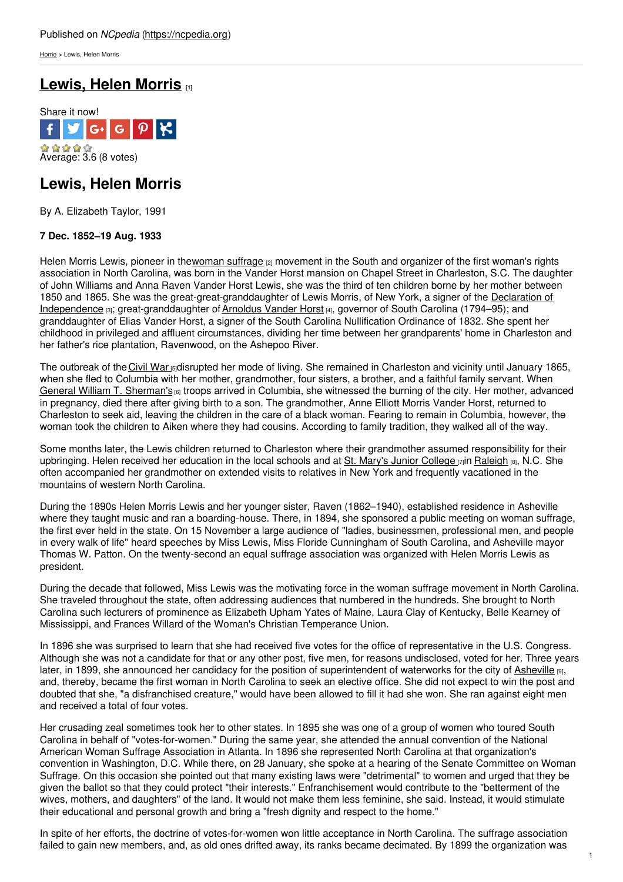Published on *NCpedia* (https://ncpedia.org)

Home > Lewis, Helen Morris

# Lewis, Helen Morris [1]

Share it now!

Average: 3.6 (8 votes)

## Lewis, Helen Morris

By A. Elizabeth Taylor, 1991

**7 Dec. 1852–19 Aug. 1933**

Helen Morris Lewis, pioneer in the woman suffrage [2] movement in the South and organizer of the first woman's rights association in North Carolina, was born in the Vander Horst mansion on Chapel Street in Charleston, S.C. The daughter of John Williams and Anna Raven Vander Horst Lewis, she was the third of ten children borne by her mother between 1850 and 1865. She was the great-great-granddaughter of Lewis Morris, of New York, a signer of the Declaration of Independence [3]; great-granddaughter of Arnoldus Vander Horst [4], governor of South Carolina (1794–95); and granddaughter of Elias Vander Horst, a signer of the South Carolina Nullification Ordinance of 1832. She spent her childhood in privileged and affluent circumstances, dividing her time between her grandparents' home in Charleston and her father's rice plantation, Ravenwood, on the Ashepoo River.

The outbreak of the Civil War [5] disrupted her mode of living. She remained in Charleston and vicinity until January 1865, when she fled to Columbia with her mother, grandmother, four sisters, a brother, and a faithful family servant. When General William T. Sherman's [6] troops arrived in Columbia, she witnessed the burning of the city. Her mother, advanced in pregnancy, died there after giving birth to a son. The grandmother, Anne Elliott Morris Vander Horst, returned to Charleston to seek aid, leaving the children in the care of a black woman. Fearing to remain in Columbia, however, the woman took the children to Aiken where they had cousins. According to family tradition, they walked all of the way.

Some months later, the Lewis children returned to Charleston where their grandmother assumed responsibility for their upbringing. Helen received her education in the local schools and at St. Mary's Junior College [7] in Raleigh [8], N.C. She often accompanied her grandmother on extended visits to relatives in New York and frequently vacationed in the mountains of western North Carolina.

During the 1890s Helen Morris Lewis and her younger sister, Raven (1862–1940), established residence in Asheville where they taught music and ran a boarding-house. There, in 1894, she sponsored a public meeting on woman suffrage, the first ever held in the state. On 15 November a large audience of "ladies, businessmen, professional men, and people in every walk of life" heard speeches by Miss Lewis, Miss Floride Cunningham of South Carolina, and Asheville mayor Thomas W. Patton. On the twenty-second an equal suffrage association was organized with Helen Morris Lewis as president.

During the decade that followed, Miss Lewis was the motivating force in the woman suffrage movement in North Carolina. She traveled throughout the state, often addressing audiences that numbered in the hundreds. She brought to North Carolina such lecturers of prominence as Elizabeth Upham Yates of Maine, Laura Clay of Kentucky, Belle Kearney of Mississippi, and Frances Willard of the Woman's Christian Temperance Union.

In 1896 she was surprised to learn that she had received five votes for the office of representative in the U.S. Congress. Although she was not a candidate for that or any other post, five men, for reasons undisclosed, voted for her. Three years later, in 1899, she announced her candidacy for the position of superintendent of waterworks for the city of Asheville [9], and, thereby, became the first woman in North Carolina to seek an elective office. She did not expect to win the post and doubted that she, "a disfranchised creature," would have been allowed to fill it had she won. She ran against eight men and received a total of four votes.

Her crusading zeal sometimes took her to other states. In 1895 she was one of a group of women who toured South Carolina in behalf of "votes-for-women." During the same year, she attended the annual convention of the National American Woman Suffrage Association in Atlanta. In 1896 she represented North Carolina at that organization's convention in Washington, D.C. While there, on 28 January, she spoke at a hearing of the Senate Committee on Woman Suffrage. On this occasion she pointed out that many existing laws were "detrimental" to women and urged that they be given the ballot so that they could protect "their interests." Enfranchisement would contribute to the "betterment of the wives, mothers, and daughters" of the land. It would not make them less feminine, she said. Instead, it would stimulate their educational and personal growth and bring a "fresh dignity and respect to the home."

In spite of her efforts, the doctrine of votes-for-women won little acceptance in North Carolina. The suffrage association failed to gain new members, and, as old ones drifted away, its ranks became decimated. By 1899 the organization was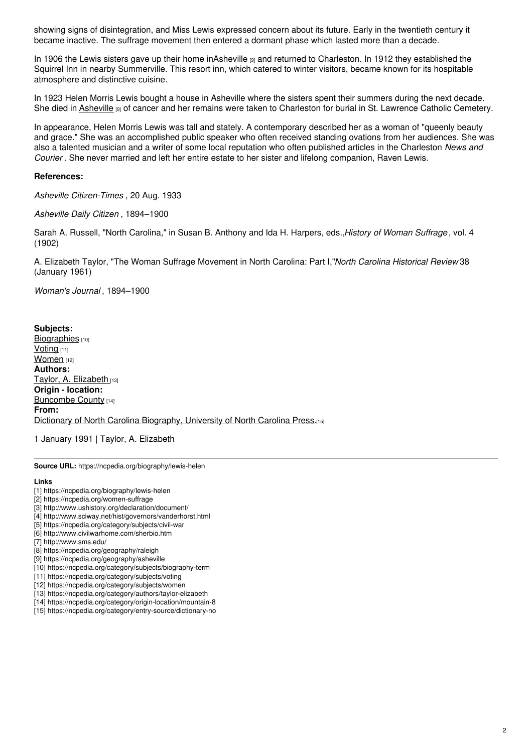showing signs of disintegration, and Miss Lewis expressed concern about its future. Early in the twentieth century it became inactive. The suffrage movement then entered a dormant phase which lasted more than a decade.

In 1906 the Lewis sisters gave up their home in Asheville [9] and returned to Charleston. In 1912 they established the Squirrel Inn in nearby Summerville. This resort inn, which catered to winter visitors, became known for its hospitable atmosphere and distinctive cuisine.

In 1923 Helen Morris Lewis bought a house in Asheville where the sisters spent their summers during the next decade. She died in Asheville [9] of cancer and her remains were taken to Charleston for burial in St. Lawrence Catholic Cemetery.

In appearance, Helen Morris Lewis was tall and stately. A contemporary described her as a woman of "queenly beauty and grace." She was an accomplished public speaker who often received standing ovations from her audiences. She was also a talented musician and a writer of some local reputation who often published articles in the Charleston *News and Courier* . She never married and left her entire estate to her sister and lifelong companion, Raven Lewis.

**References:**

*Asheville Citizen-Times* , 20 Aug. 1933

*Asheville Daily Citizen* , 1894–1900

Sarah A. Russell, "North Carolina," in Susan B. Anthony and Ida H. Harpers, eds.,*History of Woman Suffrage* , vol. 4 (1902)

A. Elizabeth Taylor, "The Woman Suffrage Movement in North Carolina: Part I,"*North Carolina Historical Review* 38 (January 1961)

*Woman's Journal* , 1894–1900

**Subjects:**
Biographies [10]
Voting [11]
Women [12]
**Authors:**
Taylor, A. Elizabeth [13]
**Origin - location:**
Buncombe County [14]
**From:**
Dictionary of North Carolina Biography, University of North Carolina Press.[15]

1 January 1991 | Taylor, A. Elizabeth

**Source URL:** https://ncpedia.org/biography/lewis-helen

**Links**
[1] https://ncpedia.org/biography/lewis-helen
[2] https://ncpedia.org/women-suffrage
[3] http://www.ushistory.org/declaration/document/
[4] http://www.sciway.net/hist/governors/vanderhorst.html
[5] https://ncpedia.org/category/subjects/civil-war
[6] http://www.civilwarhome.com/sherbio.htm
[7] http://www.sms.edu/
[8] https://ncpedia.org/geography/raleigh
[9] https://ncpedia.org/geography/asheville
[10] https://ncpedia.org/category/subjects/biography-term
[11] https://ncpedia.org/category/subjects/voting
[12] https://ncpedia.org/category/subjects/women
[13] https://ncpedia.org/category/authors/taylor-elizabeth
[14] https://ncpedia.org/category/origin-location/mountain-8
[15] https://ncpedia.org/category/entry-source/dictionary-no